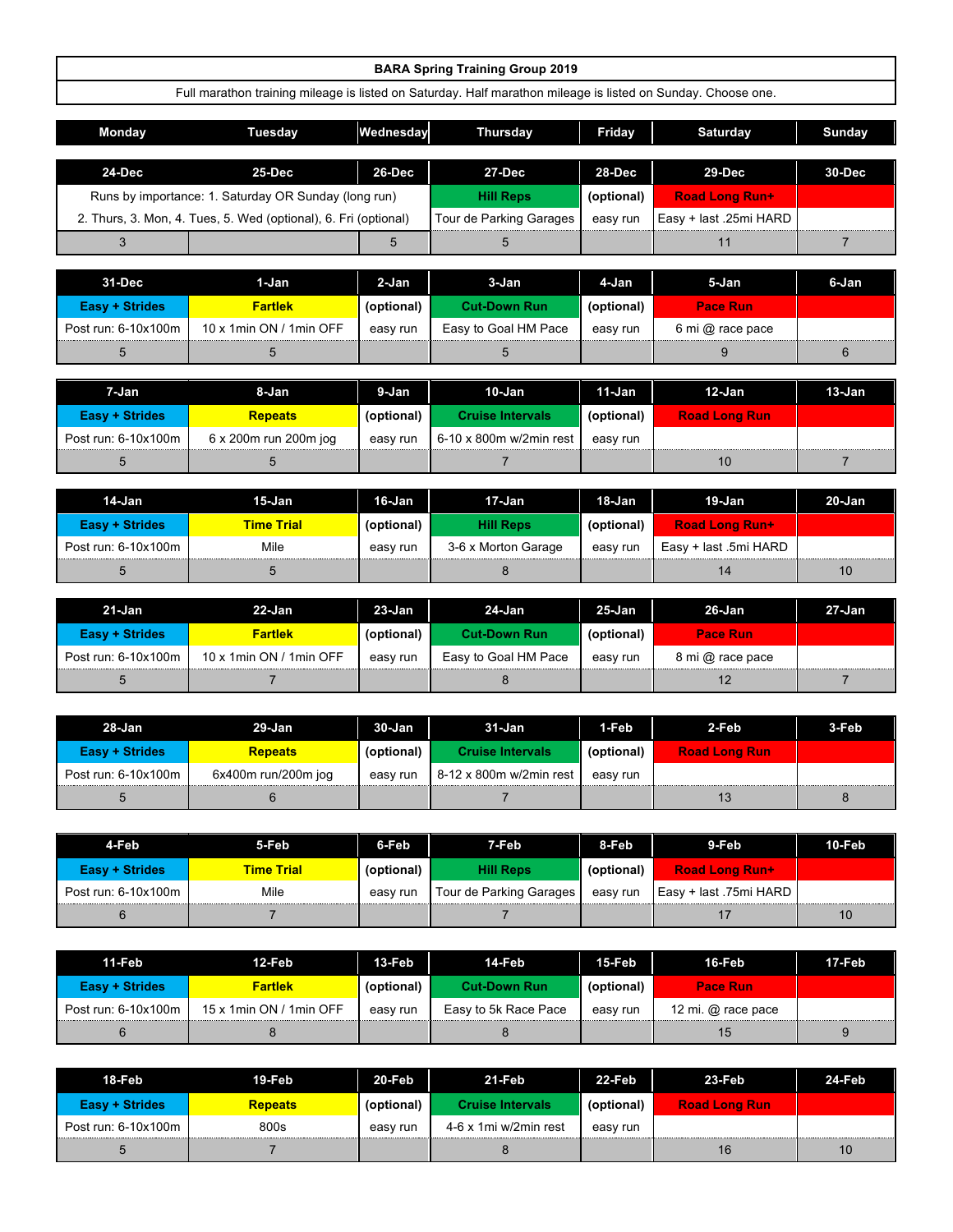# BARA Spring Training Group 2019

Full marathon training mileage is listed on Saturday. Half marathon mileage is listed on Sunday. Choose one.

| Monday | Tuesday | Wednesday | Thursday | Friday | Saturday | Sunday |
|---|---|---|---|---|---|---|
| **24-Dec** | **25-Dec** | **26-Dec** | **27-Dec** | **28-Dec** | **29-Dec** | **30-Dec** |
| Runs by importance: 1. Saturday OR Sunday (long run) | | | Hill Reps | (optional) | Road Long Run+ | |
| 2. Thurs, 3. Mon, 4. Tues, 5. Wed (optional), 6. Fri (optional) | | | Tour de Parking Garages | easy run | Easy + last .25mi HARD | |
| 3 | | 5 | 5 | | 11 | 7 |
| **31-Dec** | **1-Jan** | **2-Jan** | **3-Jan** | **4-Jan** | **5-Jan** | **6-Jan** |
| Easy + Strides | Fartlek | (optional) | Cut-Down Run | (optional) | Pace Run | |
| Post run: 6-10x100m | 10 x 1min ON / 1min OFF | easy run | Easy to Goal HM Pace | easy run | 6 mi @ race pace | |
| 5 | 5 | | 5 | | 9 | 6 |
| **7-Jan** | **8-Jan** | **9-Jan** | **10-Jan** | **11-Jan** | **12-Jan** | **13-Jan** |
| Easy + Strides | Repeats | (optional) | Cruise Intervals | (optional) | Road Long Run | |
| Post run: 6-10x100m | 6 x 200m run 200m jog | easy run | 6-10 x 800m w/2min rest | easy run | | |
| 5 | 5 | | 7 | | 10 | 7 |
| **14-Jan** | **15-Jan** | **16-Jan** | **17-Jan** | **18-Jan** | **19-Jan** | **20-Jan** |
| Easy + Strides | Time Trial | (optional) | Hill Reps | (optional) | Road Long Run+ | |
| Post run: 6-10x100m | Mile | easy run | 3-6 x Morton Garage | easy run | Easy + last .5mi HARD | |
| 5 | 5 | | 8 | | 14 | 10 |
| **21-Jan** | **22-Jan** | **23-Jan** | **24-Jan** | **25-Jan** | **26-Jan** | **27-Jan** |
| Easy + Strides | Fartlek | (optional) | Cut-Down Run | (optional) | Pace Run | |
| Post run: 6-10x100m | 10 x 1min ON / 1min OFF | easy run | Easy to Goal HM Pace | easy run | 8 mi @ race pace | |
| 5 | 7 | | 8 | | 12 | 7 |
| **28-Jan** | **29-Jan** | **30-Jan** | **31-Jan** | **1-Feb** | **2-Feb** | **3-Feb** |
| Easy + Strides | Repeats | (optional) | Cruise Intervals | (optional) | Road Long Run | |
| Post run: 6-10x100m | 6x400m run/200m jog | easy run | 8-12 x 800m w/2min rest | easy run | | |
| 5 | 6 | | 7 | | 13 | 8 |
| **4-Feb** | **5-Feb** | **6-Feb** | **7-Feb** | **8-Feb** | **9-Feb** | **10-Feb** |
| Easy + Strides | Time Trial | (optional) | Hill Reps | (optional) | Road Long Run+ | |
| Post run: 6-10x100m | Mile | easy run | Tour de Parking Garages | easy run | Easy + last .75mi HARD | |
| 6 | 7 | | 7 | | 17 | 10 |
| **11-Feb** | **12-Feb** | **13-Feb** | **14-Feb** | **15-Feb** | **16-Feb** | **17-Feb** |
| Easy + Strides | Fartlek | (optional) | Cut-Down Run | (optional) | Pace Run | |
| Post run: 6-10x100m | 15 x 1min ON / 1min OFF | easy run | Easy to 5k Race Pace | easy run | 12 mi. @ race pace | |
| 6 | 8 | | 8 | | 15 | 9 |
| **18-Feb** | **19-Feb** | **20-Feb** | **21-Feb** | **22-Feb** | **23-Feb** | **24-Feb** |
| Easy + Strides | Repeats | (optional) | Cruise Intervals | (optional) | Road Long Run | |
| Post run: 6-10x100m | 800s | easy run | 4-6 x 1mi w/2min rest | easy run | | |
| 5 | 7 | | 8 | | 16 | 10 |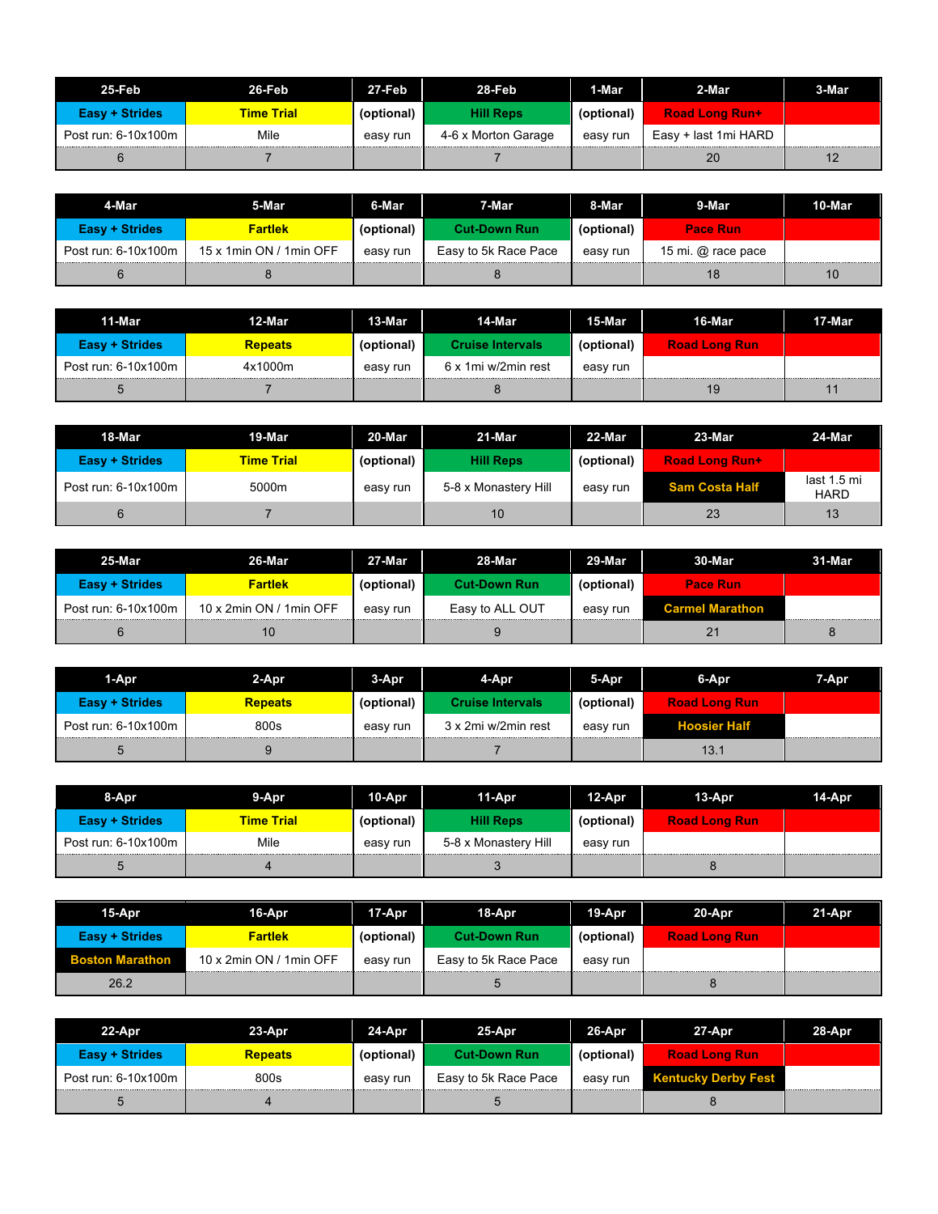| 25-Feb | 26-Feb | 27-Feb | 28-Feb | 1-Mar | 2-Mar | 3-Mar |
|---|---|---|---|---|---|---|
| Easy + Strides | Time Trial | (optional) | Hill Reps | (optional) | Road Long Run+ | |
| Post run: 6-10x100m | Mile | easy run | 4-6 x Morton Garage | easy run | Easy + last 1mi HARD | |
| 6 | 7 | | 7 | | 20 | 12 |

| 4-Mar | 5-Mar | 6-Mar | 7-Mar | 8-Mar | 9-Mar | 10-Mar |
|---|---|---|---|---|---|---|
| Easy + Strides | Fartlek | (optional) | Cut-Down Run | (optional) | Pace Run | |
| Post run: 6-10x100m | 15 x 1min ON / 1min OFF | easy run | Easy to 5k Race Pace | easy run | 15 mi. @ race pace | |
| 6 | 8 | | 8 | | 18 | 10 |

| 11-Mar | 12-Mar | 13-Mar | 14-Mar | 15-Mar | 16-Mar | 17-Mar |
|---|---|---|---|---|---|---|
| Easy + Strides | Repeats | (optional) | Cruise Intervals | (optional) | Road Long Run | |
| Post run: 6-10x100m | 4x1000m | easy run | 6 x 1mi w/2min rest | easy run | | |
| 5 | 7 | | 8 | | 19 | 11 |

| 18-Mar | 19-Mar | 20-Mar | 21-Mar | 22-Mar | 23-Mar | 24-Mar |
|---|---|---|---|---|---|---|
| Easy + Strides | Time Trial | (optional) | Hill Reps | (optional) | Road Long Run+ | |
| Post run: 6-10x100m | 5000m | easy run | 5-8 x Monastery Hill | easy run | Sam Costa Half | last 1.5 mi HARD |
| 6 | 7 | | 10 | | 23 | 13 |

| 25-Mar | 26-Mar | 27-Mar | 28-Mar | 29-Mar | 30-Mar | 31-Mar |
|---|---|---|---|---|---|---|
| Easy + Strides | Fartlek | (optional) | Cut-Down Run | (optional) | Pace Run | |
| Post run: 6-10x100m | 10 x 2min ON / 1min OFF | easy run | Easy to ALL OUT | easy run | Carmel Marathon | |
| 6 | 10 | | 9 | | 21 | 8 |

| 1-Apr | 2-Apr | 3-Apr | 4-Apr | 5-Apr | 6-Apr | 7-Apr |
|---|---|---|---|---|---|---|
| Easy + Strides | Repeats | (optional) | Cruise Intervals | (optional) | Road Long Run | |
| Post run: 6-10x100m | 800s | easy run | 3 x 2mi w/2min rest | easy run | Hoosier Half | |
| 5 | 9 | | 7 | | 13.1 | |

| 8-Apr | 9-Apr | 10-Apr | 11-Apr | 12-Apr | 13-Apr | 14-Apr |
|---|---|---|---|---|---|---|
| Easy + Strides | Time Trial | (optional) | Hill Reps | (optional) | Road Long Run | |
| Post run: 6-10x100m | Mile | easy run | 5-8 x Monastery Hill | easy run | | |
| 5 | 4 | | 3 | | 8 | |

| 15-Apr | 16-Apr | 17-Apr | 18-Apr | 19-Apr | 20-Apr | 21-Apr |
|---|---|---|---|---|---|---|
| Easy + Strides | Fartlek | (optional) | Cut-Down Run | (optional) | Road Long Run | |
| Boston Marathon | 10 x 2min ON / 1min OFF | easy run | Easy to 5k Race Pace | easy run | | |
| 26.2 | | | 5 | | 8 | |

| 22-Apr | 23-Apr | 24-Apr | 25-Apr | 26-Apr | 27-Apr | 28-Apr |
|---|---|---|---|---|---|---|
| Easy + Strides | Repeats | (optional) | Cut-Down Run | (optional) | Road Long Run | |
| Post run: 6-10x100m | 800s | easy run | Easy to 5k Race Pace | easy run | Kentucky Derby Fest | |
| 5 | 4 | | 5 | | 8 | |